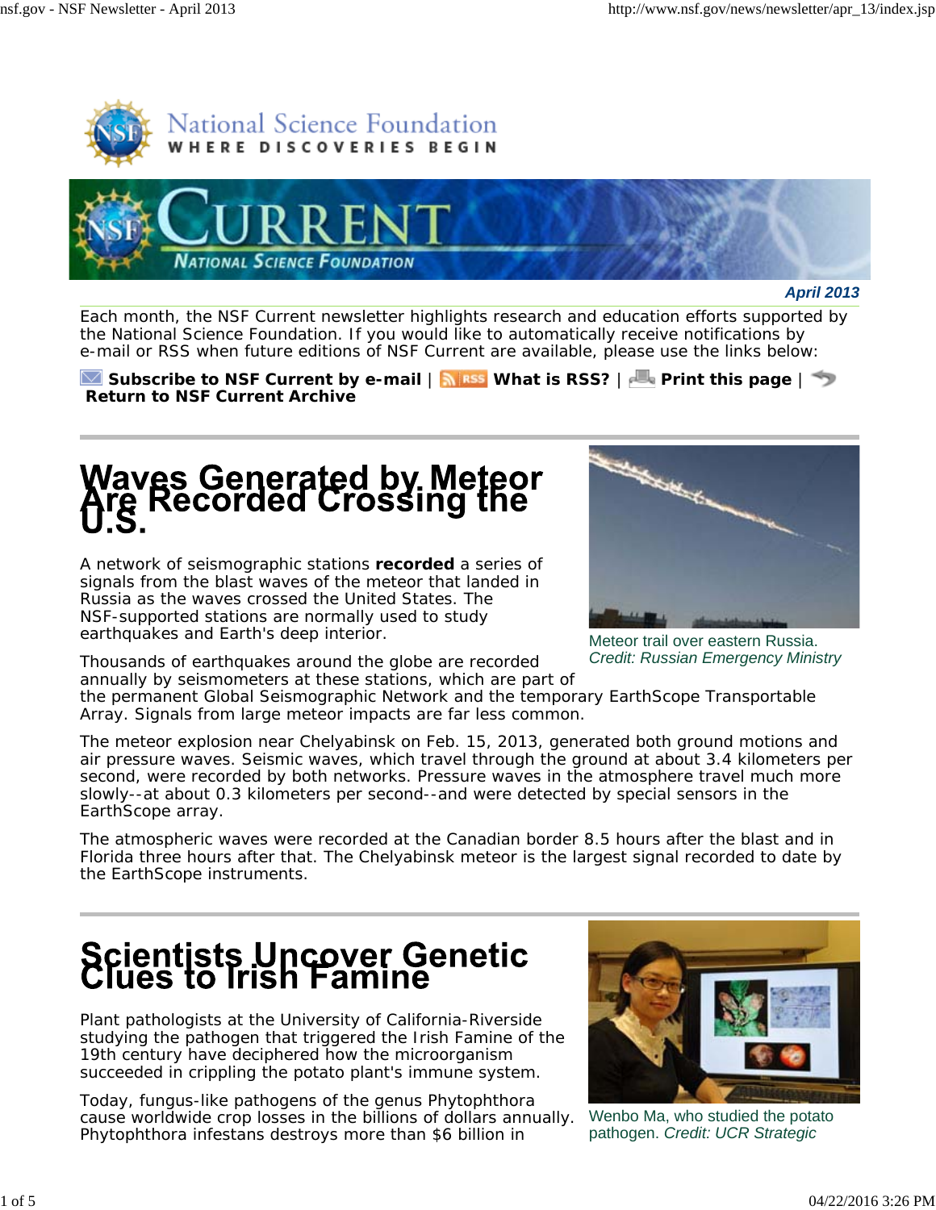National Science Foundation
WHERE DISCOVERIES BEGIN

NSF CURRENT
NATIONAL SCIENCE FOUNDATION

***April 2013***

Each month, the NSF Current newsletter highlights research and education efforts supported by the National Science Foundation. If you would like to automatically receive notifications by e-mail or RSS when future editions of NSF Current are available, please use the links below:

**Subscribe to NSF Current by e-mail** | **What is RSS?** | **Print this page** | **Return to NSF Current Archive**

# Waves Generated by Meteor Are Recorded Crossing the U.S.

Meteor trail over eastern Russia. *Credit: Russian Emergency Ministry*

A network of seismographic stations **recorded** a series of signals from the blast waves of the meteor that landed in Russia as the waves crossed the United States. The NSF-supported stations are normally used to study earthquakes and Earth's deep interior.

Thousands of earthquakes around the globe are recorded annually by seismometers at these stations, which are part of the permanent Global Seismographic Network and the temporary EarthScope Transportable Array. Signals from large meteor impacts are far less common.

The meteor explosion near Chelyabinsk on Feb. 15, 2013, generated both ground motions and air pressure waves. Seismic waves, which travel through the ground at about 3.4 kilometers per second, were recorded by both networks. Pressure waves in the atmosphere travel much more slowly--at about 0.3 kilometers per second--and were detected by special sensors in the EarthScope array.

The atmospheric waves were recorded at the Canadian border 8.5 hours after the blast and in Florida three hours after that. The Chelyabinsk meteor is the largest signal recorded to date by the EarthScope instruments.

# Scientists Uncover Genetic Clues to Irish Famine

Wenbo Ma, who studied the potato pathogen. *Credit: UCR Strategic*

Plant pathologists at the University of California-Riverside studying the pathogen that triggered the Irish Famine of the 19th century have deciphered how the microorganism succeeded in crippling the potato plant's immune system.

Today, fungus-like pathogens of the genus Phytophthora cause worldwide crop losses in the billions of dollars annually. Phytophthora infestans destroys more than $6 billion in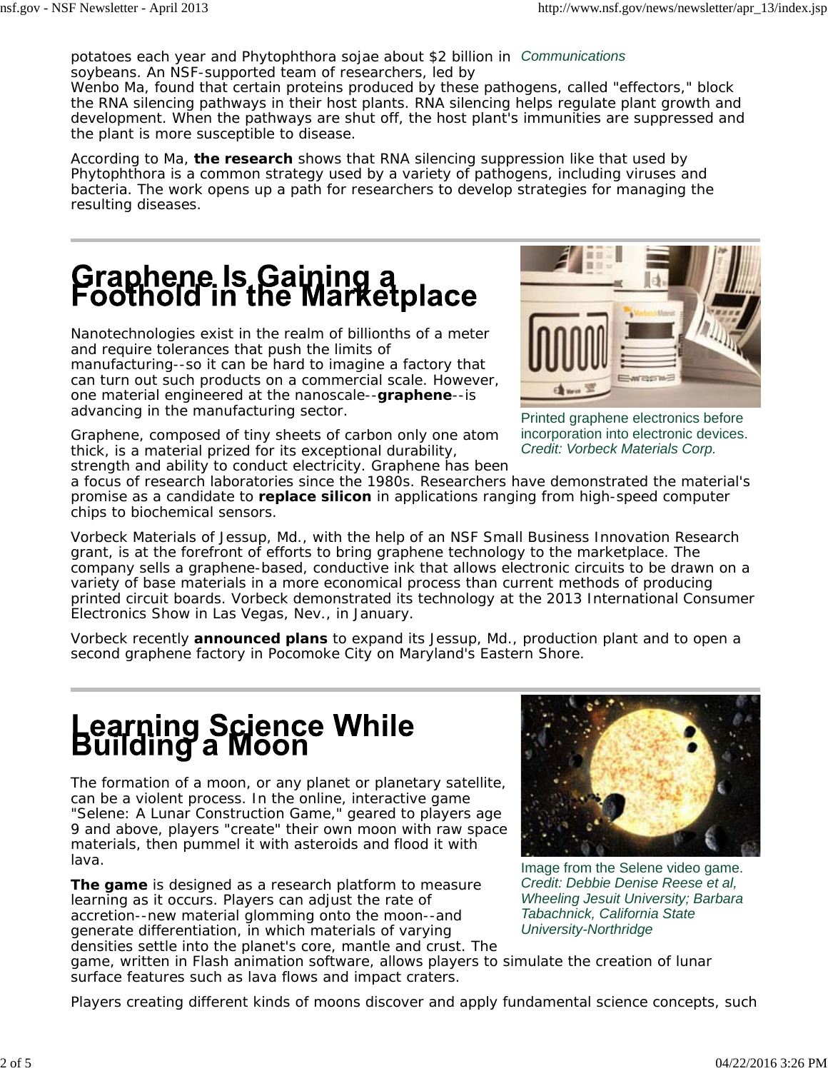potatoes each year and Phytophthora sojae about $2 billion in soybeans. An NSF-supported team of researchers, led by Wenbo Ma, found that certain proteins produced by these pathogens, called "effectors," block the RNA silencing pathways in their host plants. RNA silencing helps regulate plant growth and development. When the pathways are shut off, the host plant's immunities are suppressed and the plant is more susceptible to disease.

Communications

According to Ma, **the research** shows that RNA silencing suppression like that used by Phytophthora is a common strategy used by a variety of pathogens, including viruses and bacteria. The work opens up a path for researchers to develop strategies for managing the resulting diseases.

# Graphene Is Gaining a Foothold in the Marketplace

Printed graphene electronics before incorporation into electronic devices. *Credit: Vorbeck Materials Corp.*

Nanotechnologies exist in the realm of billionths of a meter and require tolerances that push the limits of manufacturing--so it can be hard to imagine a factory that can turn out such products on a commercial scale. However, one material engineered at the nanoscale--**graphene**--is advancing in the manufacturing sector.

Graphene, composed of tiny sheets of carbon only one atom thick, is a material prized for its exceptional durability, strength and ability to conduct electricity. Graphene has been a focus of research laboratories since the 1980s. Researchers have demonstrated the material's promise as a candidate to **replace silicon** in applications ranging from high-speed computer chips to biochemical sensors.

Vorbeck Materials of Jessup, Md., with the help of an NSF Small Business Innovation Research grant, is at the forefront of efforts to bring graphene technology to the marketplace. The company sells a graphene-based, conductive ink that allows electronic circuits to be drawn on a variety of base materials in a more economical process than current methods of producing printed circuit boards. Vorbeck demonstrated its technology at the 2013 International Consumer Electronics Show in Las Vegas, Nev., in January.

Vorbeck recently **announced plans** to expand its Jessup, Md., production plant and to open a second graphene factory in Pocomoke City on Maryland's Eastern Shore.

# Learning Science While Building a Moon

Image from the Selene video game. *Credit: Debbie Denise Reese et al, Wheeling Jesuit University; Barbara Tabachnick, California State University-Northridge*

The formation of a moon, or any planet or planetary satellite, can be a violent process. In the online, interactive game "Selene: A Lunar Construction Game," geared to players age 9 and above, players "create" their own moon with raw space materials, then pummel it with asteroids and flood it with lava.

**The game** is designed as a research platform to measure learning as it occurs. Players can adjust the rate of accretion--new material glomming onto the moon--and generate differentiation, in which materials of varying densities settle into the planet's core, mantle and crust. The game, written in Flash animation software, allows players to simulate the creation of lunar surface features such as lava flows and impact craters.

Players creating different kinds of moons discover and apply fundamental science concepts, such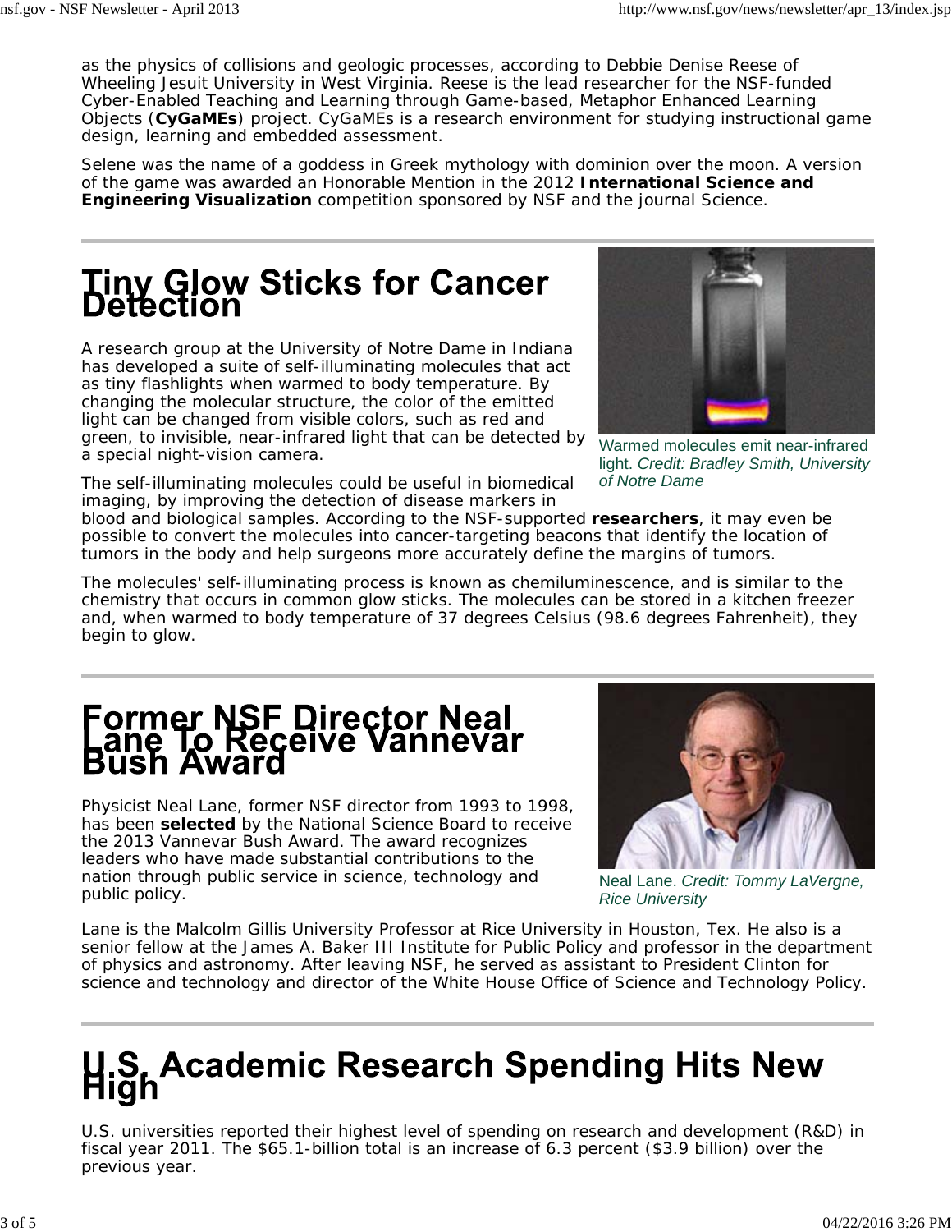as the physics of collisions and geologic processes, according to Debbie Denise Reese of Wheeling Jesuit University in West Virginia. Reese is the lead researcher for the NSF-funded Cyber-Enabled Teaching and Learning through Game-based, Metaphor Enhanced Learning Objects (**CyGaMEs**) project. CyGaMEs is a research environment for studying instructional game design, learning and embedded assessment.

Selene was the name of a goddess in Greek mythology with dominion over the moon. A version of the game was awarded an Honorable Mention in the 2012 **International Science and Engineering Visualization** competition sponsored by NSF and the journal Science.

# Tiny Glow Sticks for Cancer Detection

A research group at the University of Notre Dame in Indiana has developed a suite of self-illuminating molecules that act as tiny flashlights when warmed to body temperature. By changing the molecular structure, the color of the emitted light can be changed from visible colors, such as red and green, to invisible, near-infrared light that can be detected by a special night-vision camera.

Warmed molecules emit near-infrared light. *Credit: Bradley Smith, University of Notre Dame*

The self-illuminating molecules could be useful in biomedical imaging, by improving the detection of disease markers in blood and biological samples. According to the NSF-supported **researchers**, it may even be possible to convert the molecules into cancer-targeting beacons that identify the location of tumors in the body and help surgeons more accurately define the margins of tumors.

The molecules' self-illuminating process is known as chemiluminescence, and is similar to the chemistry that occurs in common glow sticks. The molecules can be stored in a kitchen freezer and, when warmed to body temperature of 37 degrees Celsius (98.6 degrees Fahrenheit), they begin to glow.

# Former NSF Director Neal Lane To Receive Vannevar Bush Award

Physicist Neal Lane, former NSF director from 1993 to 1998, has been **selected** by the National Science Board to receive the 2013 Vannevar Bush Award. The award recognizes leaders who have made substantial contributions to the nation through public service in science, technology and public policy.

Neal Lane. *Credit: Tommy LaVergne, Rice University*

Lane is the Malcolm Gillis University Professor at Rice University in Houston, Tex. He also is a senior fellow at the James A. Baker III Institute for Public Policy and professor in the department of physics and astronomy. After leaving NSF, he served as assistant to President Clinton for science and technology and director of the White House Office of Science and Technology Policy.

# U.S. Academic Research Spending Hits New High

U.S. universities reported their highest level of spending on research and development (R&D) in fiscal year 2011. The $65.1-billion total is an increase of 6.3 percent ($3.9 billion) over the previous year.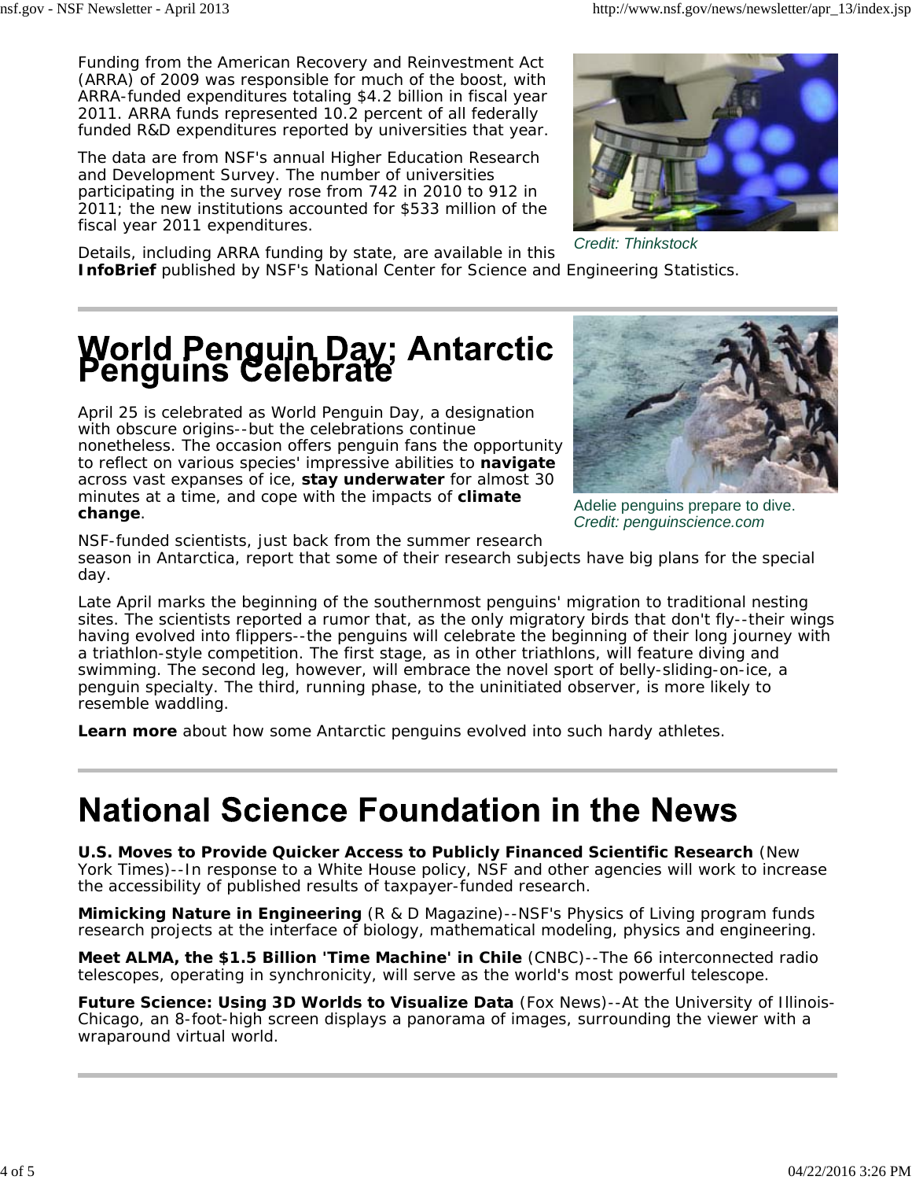Funding from the American Recovery and Reinvestment Act (ARRA) of 2009 was responsible for much of the boost, with ARRA-funded expenditures totaling $4.2 billion in fiscal year 2011. ARRA funds represented 10.2 percent of all federally funded R&D expenditures reported by universities that year.

The data are from NSF's annual Higher Education Research and Development Survey. The number of universities participating in the survey rose from 742 in 2010 to 912 in 2011; the new institutions accounted for $533 million of the fiscal year 2011 expenditures.

*Credit: Thinkstock*

Details, including ARRA funding by state, are available in this **InfoBrief** published by NSF's National Center for Science and Engineering Statistics.

---

# World Penguin Day; Antarctic Penguins Celebrate

April 25 is celebrated as World Penguin Day, a designation with obscure origins--but the celebrations continue nonetheless. The occasion offers penguin fans the opportunity to reflect on various species' impressive abilities to **navigate** across vast expanses of ice, **stay underwater** for almost 30 minutes at a time, and cope with the impacts of **climate change**.

Adelie penguins prepare to dive.
*Credit: penguinscience.com*

NSF-funded scientists, just back from the summer research season in Antarctica, report that some of their research subjects have big plans for the special day.

Late April marks the beginning of the southernmost penguins' migration to traditional nesting sites. The scientists reported a rumor that, as the only migratory birds that don't fly--their wings having evolved into flippers--the penguins will celebrate the beginning of their long journey with a triathlon-style competition. The first stage, as in other triathlons, will feature diving and swimming. The second leg, however, will embrace the novel sport of belly-sliding-on-ice, a penguin specialty. The third, running phase, to the uninitiated observer, is more likely to resemble waddling.

**Learn more** about how some Antarctic penguins evolved into such hardy athletes.

---

# National Science Foundation in the News

**U.S. Moves to Provide Quicker Access to Publicly Financed Scientific Research** (New York Times)--In response to a White House policy, NSF and other agencies will work to increase the accessibility of published results of taxpayer-funded research.

**Mimicking Nature in Engineering** (R & D Magazine)--NSF's Physics of Living program funds research projects at the interface of biology, mathematical modeling, physics and engineering.

**Meet ALMA, the $1.5 Billion 'Time Machine' in Chile** (CNBC)--The 66 interconnected radio telescopes, operating in synchronicity, will serve as the world's most powerful telescope.

**Future Science: Using 3D Worlds to Visualize Data** (Fox News)--At the University of Illinois-Chicago, an 8-foot-high screen displays a panorama of images, surrounding the viewer with a wraparound virtual world.

---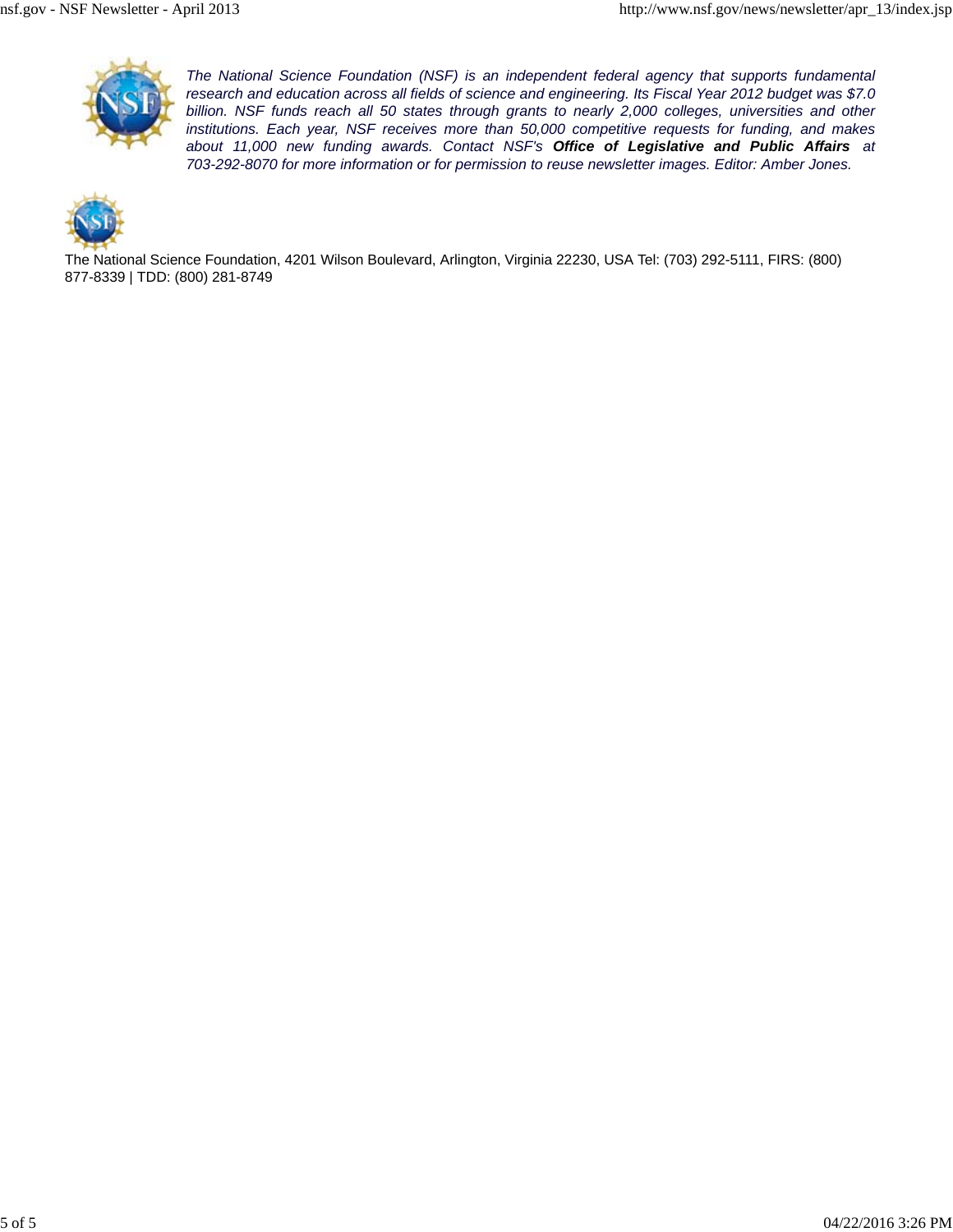*The National Science Foundation (NSF) is an independent federal agency that supports fundamental research and education across all fields of science and engineering. Its Fiscal Year 2012 budget was $7.0 billion. NSF funds reach all 50 states through grants to nearly 2,000 colleges, universities and other institutions. Each year, NSF receives more than 50,000 competitive requests for funding, and makes about 11,000 new funding awards. Contact NSF's* ***Office of Legislative and Public Affairs*** *at 703-292-8070 for more information or for permission to reuse newsletter images. Editor: Amber Jones.*

The National Science Foundation, 4201 Wilson Boulevard, Arlington, Virginia 22230, USA Tel: (703) 292-5111, FIRS: (800) 877-8339 | TDD: (800) 281-8749